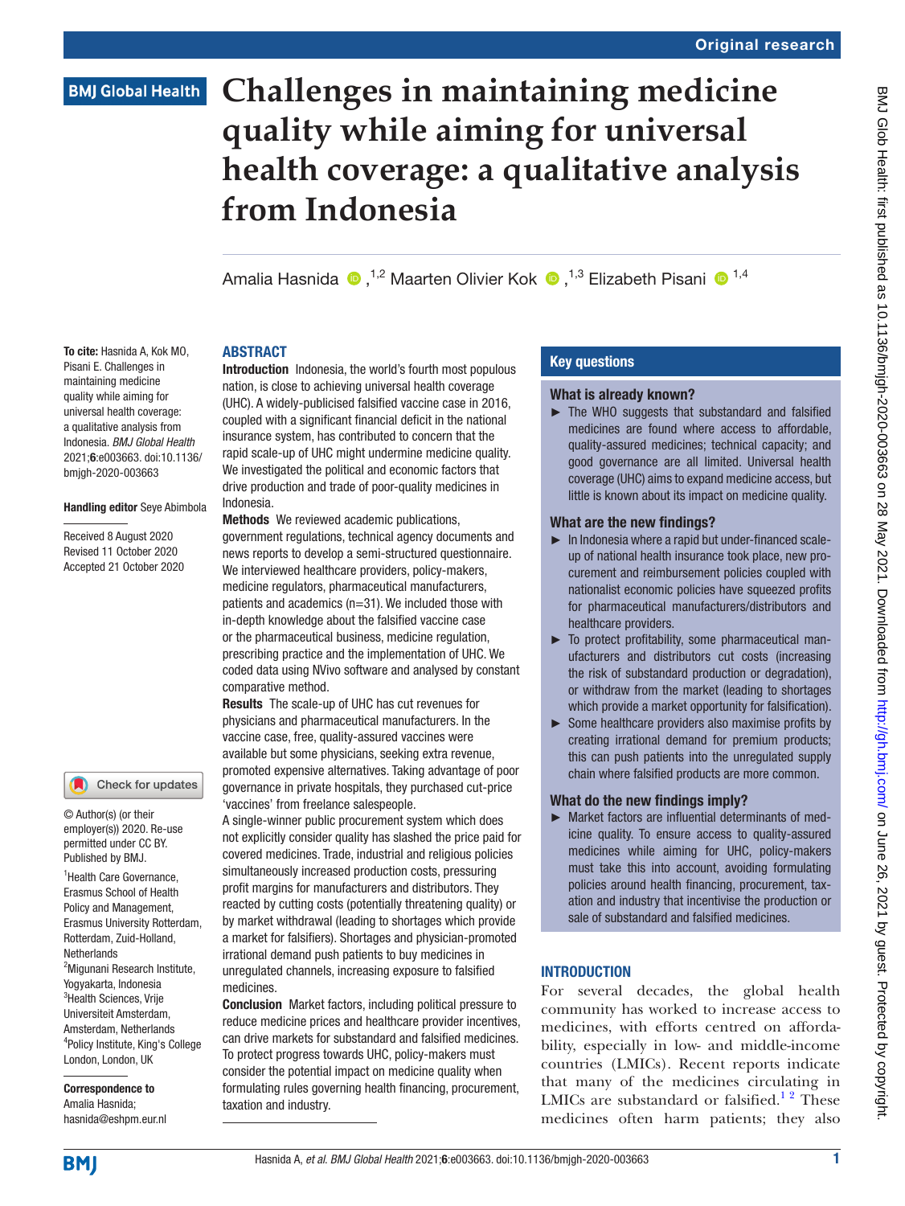Original research

# Challenges in maintaining medicine quality while aiming for universal health coverage: a qualitative analysis from Indonesia

Amalia Hasnida [1,2], Maarten Olivier Kok [1,3], Elizabeth Pisani [1,4]

**To cite:** Hasnida A, Kok MO, Pisani E. Challenges in maintaining medicine quality while aiming for universal health coverage: a qualitative analysis from Indonesia. *BMJ Global Health* 2021;**6**:e003663. doi:10.1136/bmjgh-2020-003663

**Handling editor** Seye Abimbola

Received 8 August 2020
Revised 11 October 2020
Accepted 21 October 2020

© Author(s) (or their employer(s)) 2020. Re-use permitted under CC BY. Published by BMJ.

[1]Health Care Governance, Erasmus School of Health Policy and Management, Erasmus University Rotterdam, Rotterdam, Zuid-Holland, Netherlands
[2]Migunani Research Institute, Yogyakarta, Indonesia
[3]Health Sciences, Vrije Universiteit Amsterdam, Amsterdam, Netherlands
[4]Policy Institute, King's College London, London, UK

**Correspondence to**
Amalia Hasnida;
hasnida@eshpm.eur.nl

## ABSTRACT

**Introduction** Indonesia, the world's fourth most populous nation, is close to achieving universal health coverage (UHC). A widely-publicised falsified vaccine case in 2016, coupled with a significant financial deficit in the national insurance system, has contributed to concern that the rapid scale-up of UHC might undermine medicine quality. We investigated the political and economic factors that drive production and trade of poor-quality medicines in Indonesia.

**Methods** We reviewed academic publications, government regulations, technical agency documents and news reports to develop a semi-structured questionnaire. We interviewed healthcare providers, policy-makers, medicine regulators, pharmaceutical manufacturers, patients and academics (n=31). We included those with in-depth knowledge about the falsified vaccine case or the pharmaceutical business, medicine regulation, prescribing practice and the implementation of UHC. We coded data using NVivo software and analysed by constant comparative method.

**Results** The scale-up of UHC has cut revenues for physicians and pharmaceutical manufacturers. In the vaccine case, free, quality-assured vaccines were available but some physicians, seeking extra revenue, promoted expensive alternatives. Taking advantage of poor governance in private hospitals, they purchased cut-price 'vaccines' from freelance salespeople.

A single-winner public procurement system which does not explicitly consider quality has slashed the price paid for covered medicines. Trade, industrial and religious policies simultaneously increased production costs, pressuring profit margins for manufacturers and distributors. They reacted by cutting costs (potentially threatening quality) or by market withdrawal (leading to shortages which provide a market for falsifiers). Shortages and physician-promoted irrational demand push patients to buy medicines in unregulated channels, increasing exposure to falsified medicines.

**Conclusion** Market factors, including political pressure to reduce medicine prices and healthcare provider incentives, can drive markets for substandard and falsified medicines. To protect progress towards UHC, policy-makers must consider the potential impact on medicine quality when formulating rules governing health financing, procurement, taxation and industry.

## Key questions

### What is already known?

- The WHO suggests that substandard and falsified medicines are found where access to affordable, quality-assured medicines; technical capacity; and good governance are all limited. Universal health coverage (UHC) aims to expand medicine access, but little is known about its impact on medicine quality.

### What are the new findings?

- In Indonesia where a rapid but under-financed scale-up of national health insurance took place, new procurement and reimbursement policies coupled with nationalist economic policies have squeezed profits for pharmaceutical manufacturers/distributors and healthcare providers.
- To protect profitability, some pharmaceutical manufacturers and distributors cut costs (increasing the risk of substandard production or degradation), or withdraw from the market (leading to shortages which provide a market opportunity for falsification).
- Some healthcare providers also maximise profits by creating irrational demand for premium products; this can push patients into the unregulated supply chain where falsified products are more common.

### What do the new findings imply?

- Market factors are influential determinants of medicine quality. To ensure access to quality-assured medicines while aiming for UHC, policy-makers must take this into account, avoiding formulating policies around health financing, procurement, taxation and industry that incentivise the production or sale of substandard and falsified medicines.

## INTRODUCTION

For several decades, the global health community has worked to increase access to medicines, with efforts centred on affordability, especially in low- and middle-income countries (LMICs). Recent reports indicate that many of the medicines circulating in LMICs are substandard or falsified.[1,2] These medicines often harm patients; they also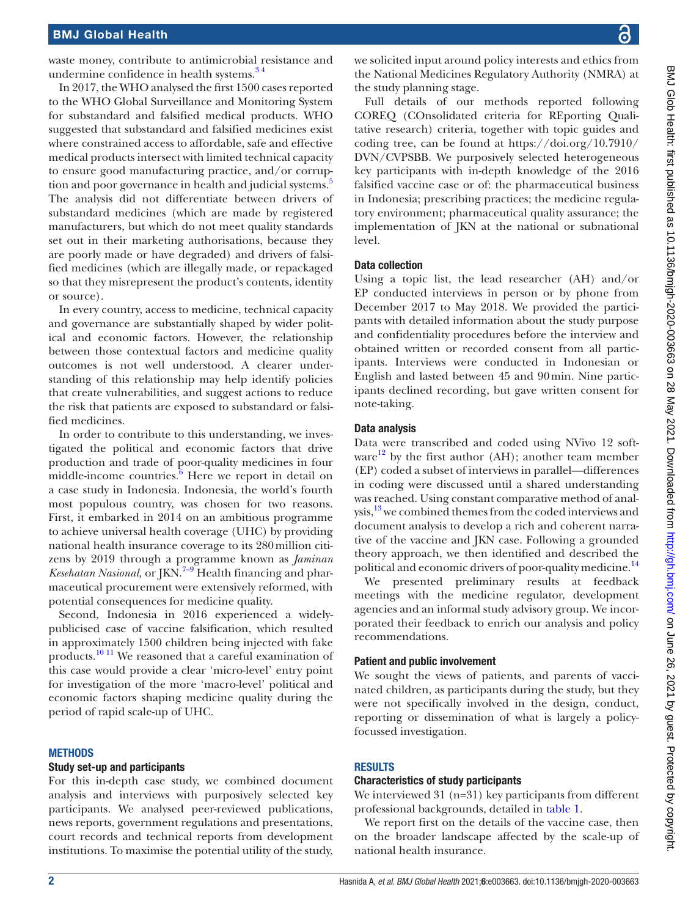waste money, contribute to antimicrobial resistance and undermine confidence in health systems.[3 4]

In 2017, the WHO analysed the first 1500 cases reported to the WHO Global Surveillance and Monitoring System for substandard and falsified medical products. WHO suggested that substandard and falsified medicines exist where constrained access to affordable, safe and effective medical products intersect with limited technical capacity to ensure good manufacturing practice, and/or corruption and poor governance in health and judicial systems.[5] The analysis did not differentiate between drivers of substandard medicines (which are made by registered manufacturers, but which do not meet quality standards set out in their marketing authorisations, because they are poorly made or have degraded) and drivers of falsified medicines (which are illegally made, or repackaged so that they misrepresent the product's contents, identity or source).

In every country, access to medicine, technical capacity and governance are substantially shaped by wider political and economic factors. However, the relationship between those contextual factors and medicine quality outcomes is not well understood. A clearer understanding of this relationship may help identify policies that create vulnerabilities, and suggest actions to reduce the risk that patients are exposed to substandard or falsified medicines.

In order to contribute to this understanding, we investigated the political and economic factors that drive production and trade of poor-quality medicines in four middle-income countries.[6] Here we report in detail on a case study in Indonesia. Indonesia, the world's fourth most populous country, was chosen for two reasons. First, it embarked in 2014 on an ambitious programme to achieve universal health coverage (UHC) by providing national health insurance coverage to its 280 million citizens by 2019 through a programme known as *Jaminan Kesehatan Nasional*, or JKN.[7–9] Health financing and pharmaceutical procurement were extensively reformed, with potential consequences for medicine quality.

Second, Indonesia in 2016 experienced a widely-publicised case of vaccine falsification, which resulted in approximately 1500 children being injected with fake products.[10 11] We reasoned that a careful examination of this case would provide a clear 'micro-level' entry point for investigation of the more 'macro-level' political and economic factors shaping medicine quality during the period of rapid scale-up of UHC.

## METHODS

### Study set-up and participants

For this in-depth case study, we combined document analysis and interviews with purposively selected key participants. We analysed peer-reviewed publications, news reports, government regulations and presentations, court records and technical reports from development institutions. To maximise the potential utility of the study, we solicited input around policy interests and ethics from the National Medicines Regulatory Authority (NMRA) at the study planning stage.

Full details of our methods reported following COREQ (COnsolidated criteria for REporting Qualitative research) criteria, together with topic guides and coding tree, can be found at https://doi.org/10.7910/DVN/CVPSBB. We purposively selected heterogeneous key participants with in-depth knowledge of the 2016 falsified vaccine case or of: the pharmaceutical business in Indonesia; prescribing practices; the medicine regulatory environment; pharmaceutical quality assurance; the implementation of JKN at the national or subnational level.

### Data collection

Using a topic list, the lead researcher (AH) and/or EP conducted interviews in person or by phone from December 2017 to May 2018. We provided the participants with detailed information about the study purpose and confidentiality procedures before the interview and obtained written or recorded consent from all participants. Interviews were conducted in Indonesian or English and lasted between 45 and 90 min. Nine participants declined recording, but gave written consent for note-taking.

### Data analysis

Data were transcribed and coded using NVivo 12 software[12] by the first author (AH); another team member (EP) coded a subset of interviews in parallel—differences in coding were discussed until a shared understanding was reached. Using constant comparative method of analysis,[13] we combined themes from the coded interviews and document analysis to develop a rich and coherent narrative of the vaccine and JKN case. Following a grounded theory approach, we then identified and described the political and economic drivers of poor-quality medicine.[14]

We presented preliminary results at feedback meetings with the medicine regulator, development agencies and an informal study advisory group. We incorporated their feedback to enrich our analysis and policy recommendations.

### Patient and public involvement

We sought the views of patients, and parents of vaccinated children, as participants during the study, but they were not specifically involved in the design, conduct, reporting or dissemination of what is largely a policy-focussed investigation.

## RESULTS

### Characteristics of study participants

We interviewed 31 (n=31) key participants from different professional backgrounds, detailed in table 1.

We report first on the details of the vaccine case, then on the broader landscape affected by the scale-up of national health insurance.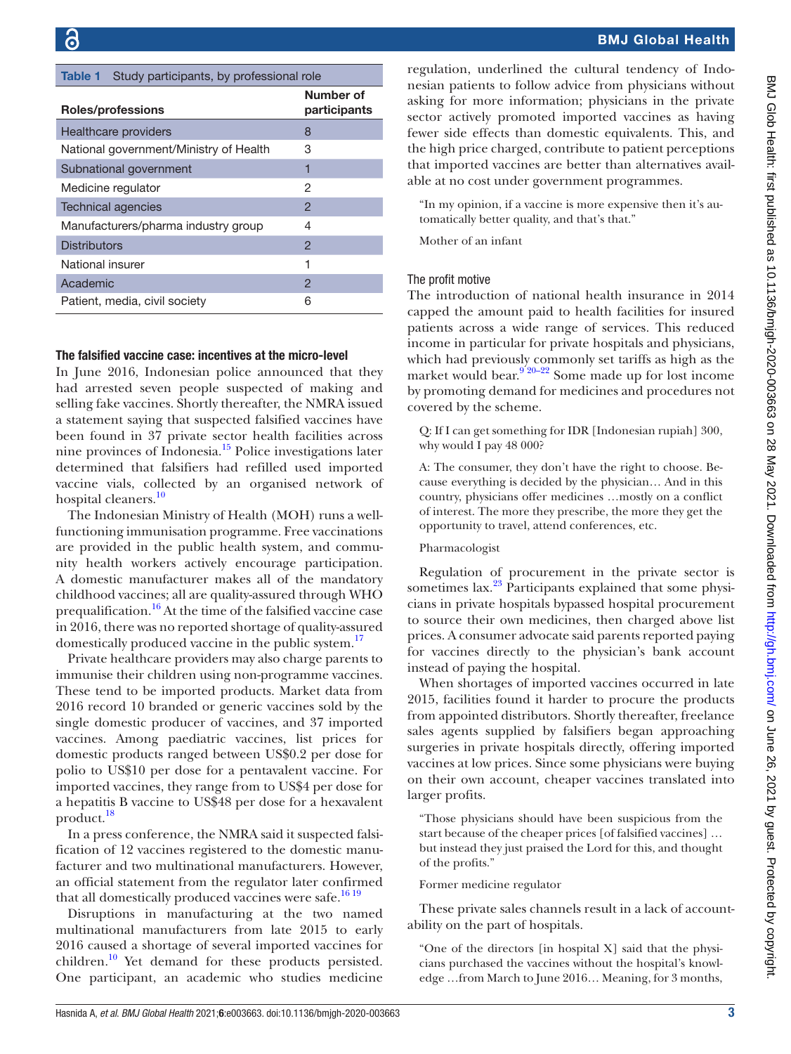Table 1 Study participants, by professional role

| Roles/professions | Number of participants |
|---|---|
| Healthcare providers | 8 |
| National government/Ministry of Health | 3 |
| Subnational government | 1 |
| Medicine regulator | 2 |
| Technical agencies | 2 |
| Manufacturers/pharma industry group | 4 |
| Distributors | 2 |
| National insurer | 1 |
| Academic | 2 |
| Patient, media, civil society | 6 |

### The falsified vaccine case: incentives at the micro-level

In June 2016, Indonesian police announced that they had arrested seven people suspected of making and selling fake vaccines. Shortly thereafter, the NMRA issued a statement saying that suspected falsified vaccines have been found in 37 private sector health facilities across nine provinces of Indonesia.[15] Police investigations later determined that falsifiers had refilled used imported vaccine vials, collected by an organised network of hospital cleaners.[10]

The Indonesian Ministry of Health (MOH) runs a well-functioning immunisation programme. Free vaccinations are provided in the public health system, and community health workers actively encourage participation. A domestic manufacturer makes all of the mandatory childhood vaccines; all are quality-assured through WHO prequalification.[16] At the time of the falsified vaccine case in 2016, there was no reported shortage of quality-assured domestically produced vaccine in the public system.[17]

Private healthcare providers may also charge parents to immunise their children using non-programme vaccines. These tend to be imported products. Market data from 2016 record 10 branded or generic vaccines sold by the single domestic producer of vaccines, and 37 imported vaccines. Among paediatric vaccines, list prices for domestic products ranged between US$0.2 per dose for polio to US$10 per dose for a pentavalent vaccine. For imported vaccines, they range from to US$4 per dose for a hepatitis B vaccine to US$48 per dose for a hexavalent product.[18]

In a press conference, the NMRA said it suspected falsification of 12 vaccines registered to the domestic manufacturer and two multinational manufacturers. However, an official statement from the regulator later confirmed that all domestically produced vaccines were safe.[16,19]

Disruptions in manufacturing at the two named multinational manufacturers from late 2015 to early 2016 caused a shortage of several imported vaccines for children.[10] Yet demand for these products persisted. One participant, an academic who studies medicine regulation, underlined the cultural tendency of Indonesian patients to follow advice from physicians without asking for more information; physicians in the private sector actively promoted imported vaccines as having fewer side effects than domestic equivalents. This, and the high price charged, contribute to patient perceptions that imported vaccines are better than alternatives available at no cost under government programmes.

> "In my opinion, if a vaccine is more expensive then it's automatically better quality, and that's that."
>
> Mother of an infant

#### The profit motive

The introduction of national health insurance in 2014 capped the amount paid to health facilities for insured patients across a wide range of services. This reduced income in particular for private hospitals and physicians, which had previously commonly set tariffs as high as the market would bear.[9,20–22] Some made up for lost income by promoting demand for medicines and procedures not covered by the scheme.

> Q: If I can get something for IDR [Indonesian rupiah] 300, why would I pay 48 000?
>
> A: The consumer, they don't have the right to choose. Because everything is decided by the physician… And in this country, physicians offer medicines …mostly on a conflict of interest. The more they prescribe, the more they get the opportunity to travel, attend conferences, etc.
>
> Pharmacologist

Regulation of procurement in the private sector is sometimes lax.[23] Participants explained that some physicians in private hospitals bypassed hospital procurement to source their own medicines, then charged above list prices. A consumer advocate said parents reported paying for vaccines directly to the physician's bank account instead of paying the hospital.

When shortages of imported vaccines occurred in late 2015, facilities found it harder to procure the products from appointed distributors. Shortly thereafter, freelance sales agents supplied by falsifiers began approaching surgeries in private hospitals directly, offering imported vaccines at low prices. Since some physicians were buying on their own account, cheaper vaccines translated into larger profits.

> "Those physicians should have been suspicious from the start because of the cheaper prices [of falsified vaccines] … but instead they just praised the Lord for this, and thought of the profits."
>
> Former medicine regulator

These private sales channels result in a lack of accountability on the part of hospitals.

> "One of the directors [in hospital X] said that the physicians purchased the vaccines without the hospital's knowledge …from March to June 2016… Meaning, for 3 months,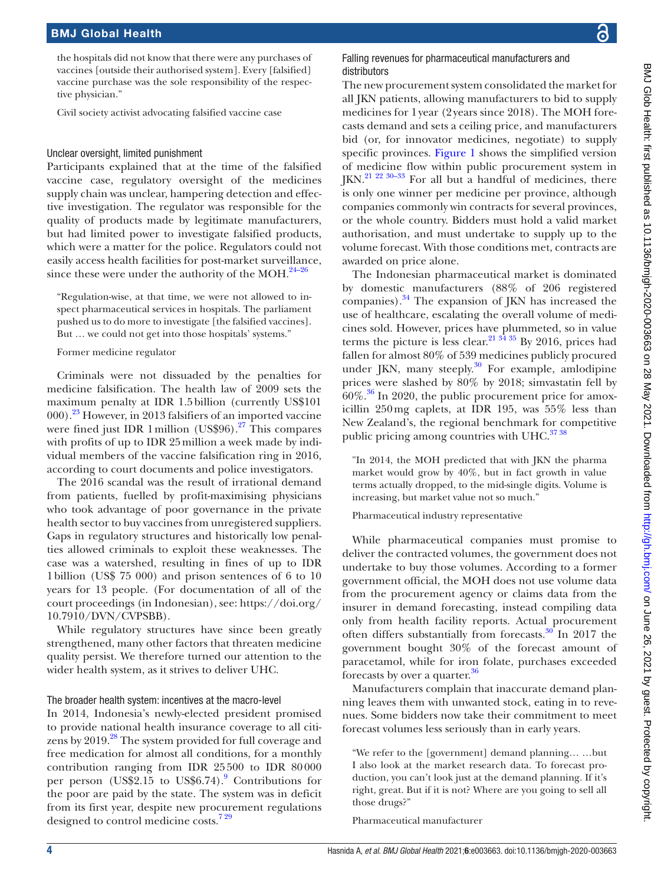the hospitals did not know that there were any purchases of vaccines [outside their authorised system]. Every [falsified] vaccine purchase was the sole responsibility of the respective physician."

Civil society activist advocating falsified vaccine case

### Unclear oversight, limited punishment

Participants explained that at the time of the falsified vaccine case, regulatory oversight of the medicines supply chain was unclear, hampering detection and effective investigation. The regulator was responsible for the quality of products made by legitimate manufacturers, but had limited power to investigate falsified products, which were a matter for the police. Regulators could not easily access health facilities for post-market surveillance, since these were under the authority of the MOH.[24–26]

> "Regulation-wise, at that time, we were not allowed to inspect pharmaceutical services in hospitals. The parliament pushed us to do more to investigate [the falsified vaccines]. But … we could not get into those hospitals' systems."
>
> Former medicine regulator

Criminals were not dissuaded by the penalties for medicine falsification. The health law of 2009 sets the maximum penalty at IDR 1.5 billion (currently US$101 000).[23] However, in 2013 falsifiers of an imported vaccine were fined just IDR 1 million (US$96).[27] This compares with profits of up to IDR 25 million a week made by individual members of the vaccine falsification ring in 2016, according to court documents and police investigators.

The 2016 scandal was the result of irrational demand from patients, fuelled by profit-maximising physicians who took advantage of poor governance in the private health sector to buy vaccines from unregistered suppliers. Gaps in regulatory structures and historically low penalties allowed criminals to exploit these weaknesses. The case was a watershed, resulting in fines of up to IDR 1 billion (US$ 75 000) and prison sentences of 6 to 10 years for 13 people. (For documentation of all of the court proceedings (in Indonesian), see: https://doi.org/10.7910/DVN/CVPSBB).

While regulatory structures have since been greatly strengthened, many other factors that threaten medicine quality persist. We therefore turned our attention to the wider health system, as it strives to deliver UHC.

### The broader health system: incentives at the macro-level

In 2014, Indonesia's newly-elected president promised to provide national health insurance coverage to all citizens by 2019.[28] The system provided for full coverage and free medication for almost all conditions, for a monthly contribution ranging from IDR 25 500 to IDR 80 000 per person (US$2.15 to US$6.74).[9] Contributions for the poor are paid by the state. The system was in deficit from its first year, despite new procurement regulations designed to control medicine costs.[7,29]

### Falling revenues for pharmaceutical manufacturers and distributors

The new procurement system consolidated the market for all JKN patients, allowing manufacturers to bid to supply medicines for 1 year (2 years since 2018). The MOH forecasts demand and sets a ceiling price, and manufacturers bid (or, for innovator medicines, negotiate) to supply specific provinces. Figure 1 shows the simplified version of medicine flow within public procurement system in JKN.[21,22,30–33] For all but a handful of medicines, there is only one winner per medicine per province, although companies commonly win contracts for several provinces, or the whole country. Bidders must hold a valid market authorisation, and must undertake to supply up to the volume forecast. With those conditions met, contracts are awarded on price alone.

The Indonesian pharmaceutical market is dominated by domestic manufacturers (88% of 206 registered companies).[34] The expansion of JKN has increased the use of healthcare, escalating the overall volume of medicines sold. However, prices have plummeted, so in value terms the picture is less clear.[21,34,35] By 2016, prices had fallen for almost 80% of 539 medicines publicly procured under JKN, many steeply.[30] For example, amlodipine prices were slashed by 80% by 2018; simvastatin fell by 60%.[36] In 2020, the public procurement price for amoxicillin 250 mg caplets, at IDR 195, was 55% less than New Zealand's, the regional benchmark for competitive public pricing among countries with UHC.[37,38]

> "In 2014, the MOH predicted that with JKN the pharma market would grow by 40%, but in fact growth in value terms actually dropped, to the mid-single digits. Volume is increasing, but market value not so much."
>
> Pharmaceutical industry representative

While pharmaceutical companies must promise to deliver the contracted volumes, the government does not undertake to buy those volumes. According to a former government official, the MOH does not use volume data from the procurement agency or claims data from the insurer in demand forecasting, instead compiling data only from health facility reports. Actual procurement often differs substantially from forecasts.[30] In 2017 the government bought 30% of the forecast amount of paracetamol, while for iron folate, purchases exceeded forecasts by over a quarter.[36]

Manufacturers complain that inaccurate demand planning leaves them with unwanted stock, eating in to revenues. Some bidders now take their commitment to meet forecast volumes less seriously than in early years.

> "We refer to the [government] demand planning… …but I also look at the market research data. To forecast production, you can't look just at the demand planning. If it's right, great. But if it is not? Where are you going to sell all those drugs?"
>
> Pharmaceutical manufacturer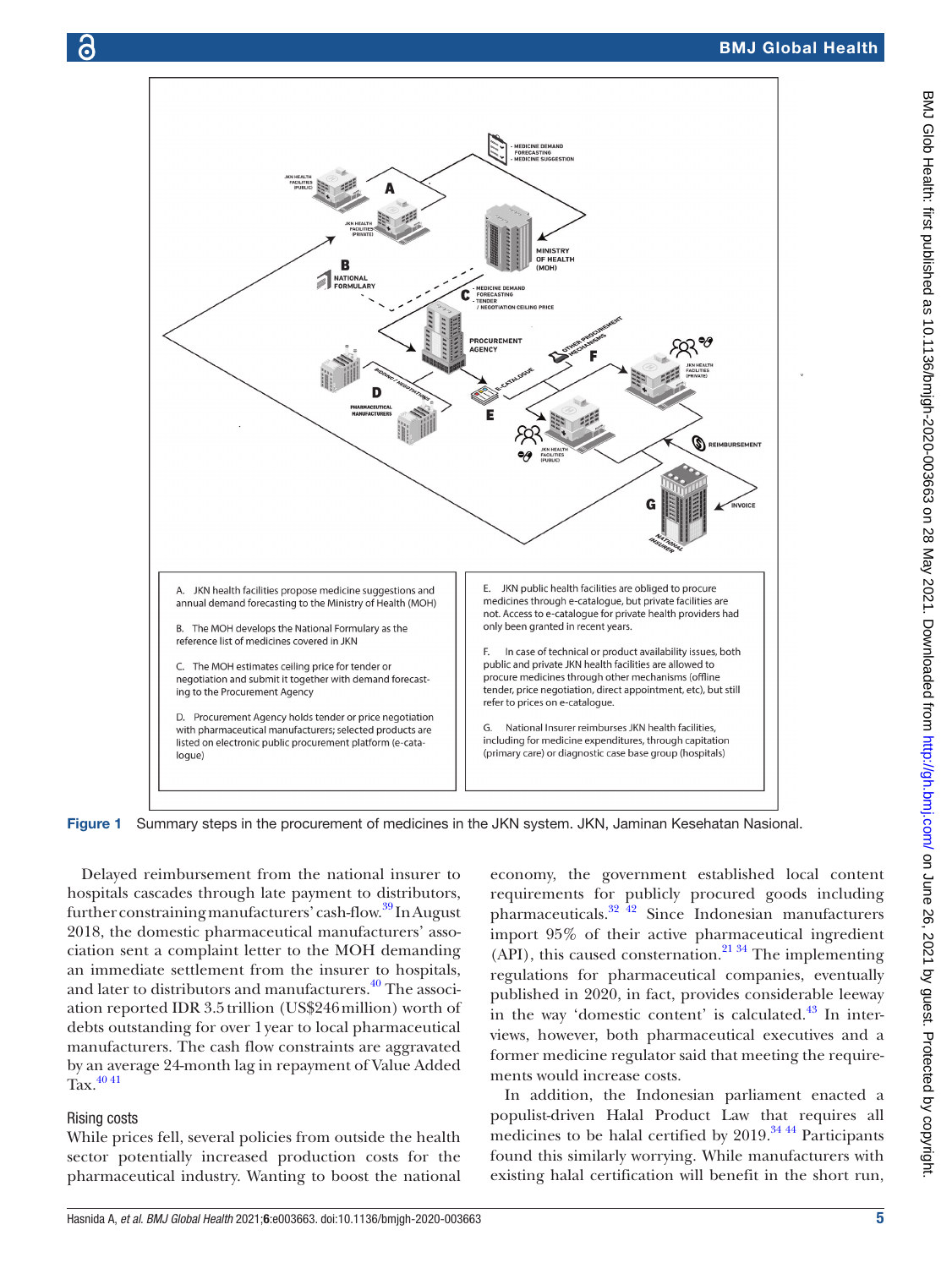A. JKN health facilities propose medicine suggestions and annual demand forecasting to the Ministry of Health (MOH)

B. The MOH develops the National Formulary as the reference list of medicines covered in JKN

C. The MOH estimates ceiling price for tender or negotiation and submit it together with demand forecasting to the Procurement Agency

D. Procurement Agency holds tender or price negotiation with pharmaceutical manufacturers; selected products are listed on electronic public procurement platform (e-catalogue)

E. JKN public health facilities are obliged to procure medicines through e-catalogue, but private facilities are not. Access to e-catalogue for private health providers had only been granted in recent years.

F. In case of technical or product availability issues, both public and private JKN health facilities are allowed to procure medicines through other mechanisms (offline tender, price negotiation, direct appointment, etc), but still refer to prices on e-catalogue.

G. National Insurer reimburses JKN health facilities, including for medicine expenditures, through capitation (primary care) or diagnostic case base group (hospitals)

**Figure 1** Summary steps in the procurement of medicines in the JKN system. JKN, Jaminan Kesehatan Nasional.

Delayed reimbursement from the national insurer to hospitals cascades through late payment to distributors, further constraining manufacturers' cash-flow.[39] In August 2018, the domestic pharmaceutical manufacturers' association sent a complaint letter to the MOH demanding an immediate settlement from the insurer to hospitals, and later to distributors and manufacturers.[40] The association reported IDR 3.5 trillion (US$246 million) worth of debts outstanding for over 1 year to local pharmaceutical manufacturers. The cash flow constraints are aggravated by an average 24-month lag in repayment of Value Added Tax.[40,41]

## Rising costs

While prices fell, several policies from outside the health sector potentially increased production costs for the pharmaceutical industry. Wanting to boost the national economy, the government established local content requirements for publicly procured goods including pharmaceuticals.[32,42] Since Indonesian manufacturers import 95% of their active pharmaceutical ingredient (API), this caused consternation.[21,34] The implementing regulations for pharmaceutical companies, eventually published in 2020, in fact, provides considerable leeway in the way 'domestic content' is calculated.[43] In interviews, however, both pharmaceutical executives and a former medicine regulator said that meeting the requirements would increase costs.

In addition, the Indonesian parliament enacted a populist-driven Halal Product Law that requires all medicines to be halal certified by 2019.[34,44] Participants found this similarly worrying. While manufacturers with existing halal certification will benefit in the short run,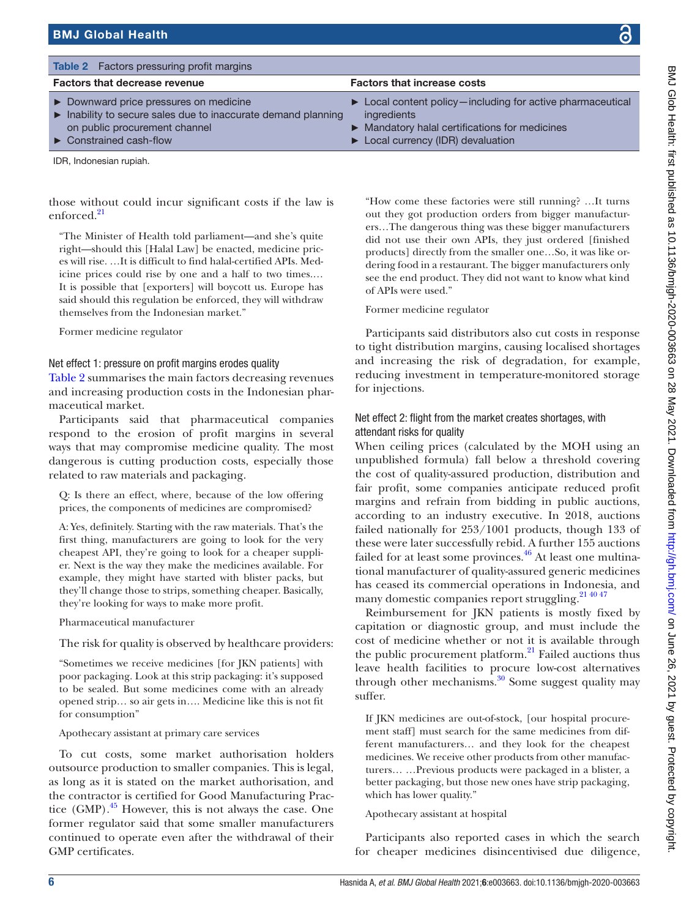Table 2 Factors pressuring profit margins

| Factors that decrease revenue | Factors that increase costs |
|---|---|
| ► Downward price pressures on medicine<br>► Inability to secure sales due to inaccurate demand planning on public procurement channel<br>► Constrained cash-flow | ► Local content policy—including for active pharmaceutical ingredients<br>► Mandatory halal certifications for medicines<br>► Local currency (IDR) devaluation |

IDR, Indonesian rupiah.

those without could incur significant costs if the law is enforced.[21]

> "The Minister of Health told parliament—and she's quite right—should this [Halal Law] be enacted, medicine prices will rise. …It is difficult to find halal-certified APIs. Medicine prices could rise by one and a half to two times.… It is possible that [exporters] will boycott us. Europe has said should this regulation be enforced, they will withdraw themselves from the Indonesian market."
>
> Former medicine regulator

### Net effect 1: pressure on profit margins erodes quality

Table 2 summarises the main factors decreasing revenues and increasing production costs in the Indonesian pharmaceutical market.

Participants said that pharmaceutical companies respond to the erosion of profit margins in several ways that may compromise medicine quality. The most dangerous is cutting production costs, especially those related to raw materials and packaging.

> Q: Is there an effect, where, because of the low offering prices, the components of medicines are compromised?
>
> A: Yes, definitely. Starting with the raw materials. That's the first thing, manufacturers are going to look for the very cheapest API, they're going to look for a cheaper supplier. Next is the way they make the medicines available. For example, they might have started with blister packs, but they'll change those to strips, something cheaper. Basically, they're looking for ways to make more profit.
>
> Pharmaceutical manufacturer

The risk for quality is observed by healthcare providers:

> "Sometimes we receive medicines [for JKN patients] with poor packaging. Look at this strip packaging: it's supposed to be sealed. But some medicines come with an already opened strip… so air gets in…. Medicine like this is not fit for consumption"
>
> Apothecary assistant at primary care services

To cut costs, some market authorisation holders outsource production to smaller companies. This is legal, as long as it is stated on the market authorisation, and the contractor is certified for Good Manufacturing Practice (GMP).[45] However, this is not always the case. One former regulator said that some smaller manufacturers continued to operate even after the withdrawal of their GMP certificates.

> "How come these factories were still running? …It turns out they got production orders from bigger manufacturers…The dangerous thing was these bigger manufacturers did not use their own APIs, they just ordered [finished products] directly from the smaller one…So, it was like ordering food in a restaurant. The bigger manufacturers only see the end product. They did not want to know what kind of APIs were used."
>
> Former medicine regulator

Participants said distributors also cut costs in response to tight distribution margins, causing localised shortages and increasing the risk of degradation, for example, reducing investment in temperature-monitored storage for injections.

### Net effect 2: flight from the market creates shortages, with attendant risks for quality

When ceiling prices (calculated by the MOH using an unpublished formula) fall below a threshold covering the cost of quality-assured production, distribution and fair profit, some companies anticipate reduced profit margins and refrain from bidding in public auctions, according to an industry executive. In 2018, auctions failed nationally for 253/1001 products, though 133 of these were later successfully rebid. A further 155 auctions failed for at least some provinces.[46] At least one multinational manufacturer of quality-assured generic medicines has ceased its commercial operations in Indonesia, and many domestic companies report struggling.[21 40 47]

Reimbursement for JKN patients is mostly fixed by capitation or diagnostic group, and must include the cost of medicine whether or not it is available through the public procurement platform.[21] Failed auctions thus leave health facilities to procure low-cost alternatives through other mechanisms.[30] Some suggest quality may suffer.

> If JKN medicines are out-of-stock, [our hospital procurement staff] must search for the same medicines from different manufacturers… and they look for the cheapest medicines. We receive other products from other manufacturers… …Previous products were packaged in a blister, a better packaging, but those new ones have strip packaging, which has lower quality."
>
> Apothecary assistant at hospital

Participants also reported cases in which the search for cheaper medicines disincentivised due diligence,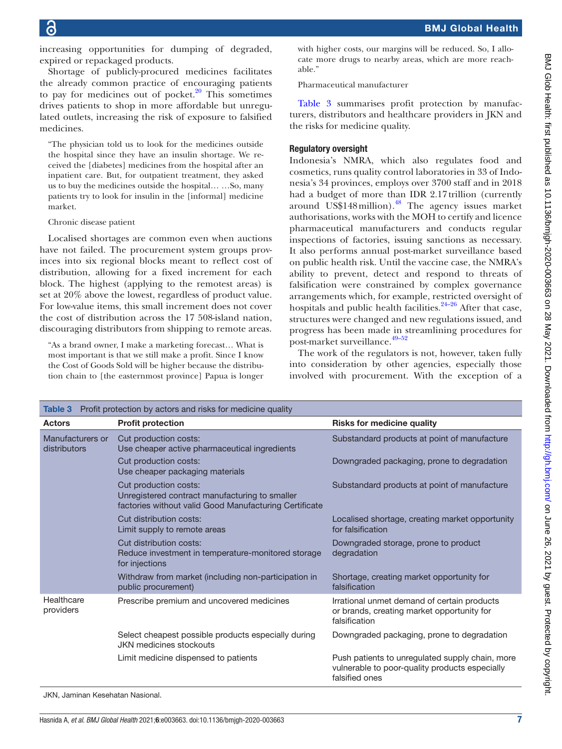increasing opportunities for dumping of degraded, expired or repackaged products.

Shortage of publicly-procured medicines facilitates the already common practice of encouraging patients to pay for medicines out of pocket.[20] This sometimes drives patients to shop in more affordable but unregulated outlets, increasing the risk of exposure to falsified medicines.

> "The physician told us to look for the medicines outside the hospital since they have an insulin shortage. We received the [diabetes] medicines from the hospital after an inpatient care. But, for outpatient treatment, they asked us to buy the medicines outside the hospital… …So, many patients try to look for insulin in the [informal] medicine market.
>
> Chronic disease patient

Localised shortages are common even when auctions have not failed. The procurement system groups provinces into six regional blocks meant to reflect cost of distribution, allowing for a fixed increment for each block. The highest (applying to the remotest areas) is set at 20% above the lowest, regardless of product value. For low-value items, this small increment does not cover the cost of distribution across the 17 508-island nation, discouraging distributors from shipping to remote areas.

> "As a brand owner, I make a marketing forecast… What is most important is that we still make a profit. Since I know the Cost of Goods Sold will be higher because the distribution chain to [the easternmost province] Papua is longer with higher costs, our margins will be reduced. So, I allocate more drugs to nearby areas, which are more reachable."
>
> Pharmaceutical manufacturer

Table 3 summarises profit protection by manufacturers, distributors and healthcare providers in JKN and the risks for medicine quality.

## Regulatory oversight

Indonesia's NMRA, which also regulates food and cosmetics, runs quality control laboratories in 33 of Indonesia's 34 provinces, employs over 3700 staff and in 2018 had a budget of more than IDR 2.17 trillion (currently around US$148 million).[48] The agency issues market authorisations, works with the MOH to certify and licence pharmaceutical manufacturers and conducts regular inspections of factories, issuing sanctions as necessary. It also performs annual post-market surveillance based on public health risk. Until the vaccine case, the NMRA's ability to prevent, detect and respond to threats of falsification were constrained by complex governance arrangements which, for example, restricted oversight of hospitals and public health facilities.[24–26] After that case, structures were changed and new regulations issued, and progress has been made in streamlining procedures for post-market surveillance.[49–52]

The work of the regulators is not, however, taken fully into consideration by other agencies, especially those involved with procurement. With the exception of a

**Table 3** Profit protection by actors and risks for medicine quality

| Actors | Profit protection | Risks for medicine quality |
|---|---|---|
| Manufacturers or distributors | Cut production costs: Use cheaper active pharmaceutical ingredients | Substandard products at point of manufacture |
| | Cut production costs: Use cheaper packaging materials | Downgraded packaging, prone to degradation |
| | Cut production costs: Unregistered contract manufacturing to smaller factories without valid Good Manufacturing Certificate | Substandard products at point of manufacture |
| | Cut distribution costs: Limit supply to remote areas | Localised shortage, creating market opportunity for falsification |
| | Cut distribution costs: Reduce investment in temperature-monitored storage for injections | Downgraded storage, prone to product degradation |
| | Withdraw from market (including non-participation in public procurement) | Shortage, creating market opportunity for falsification |
| Healthcare providers | Prescribe premium and uncovered medicines | Irrational unmet demand of certain products or brands, creating market opportunity for falsification |
| | Select cheapest possible products especially during JKN medicines stockouts | Downgraded packaging, prone to degradation |
| | Limit medicine dispensed to patients | Push patients to unregulated supply chain, more vulnerable to poor-quality products especially falsified ones |

JKN, Jaminan Kesehatan Nasional.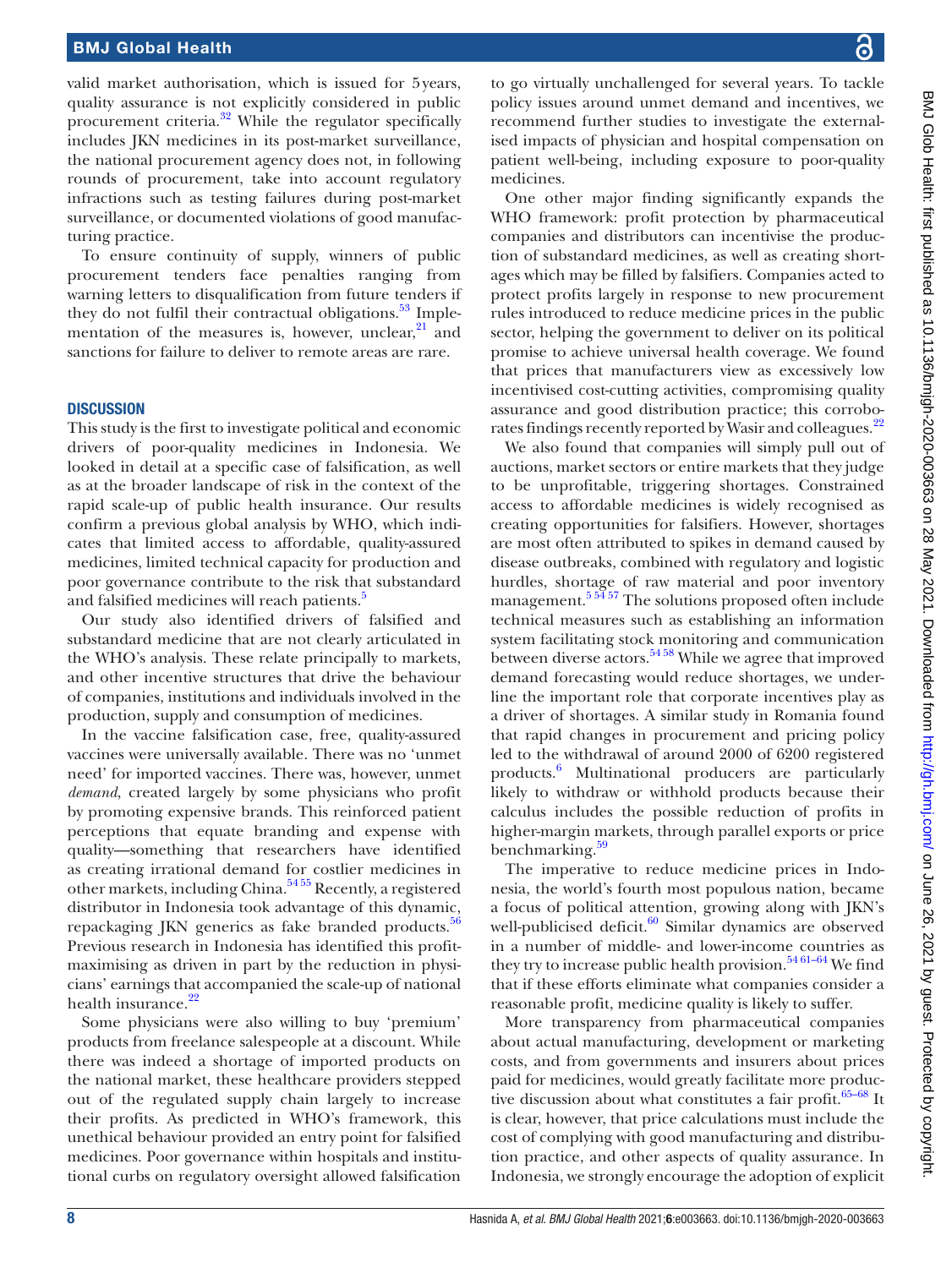valid market authorisation, which is issued for 5 years, quality assurance is not explicitly considered in public procurement criteria.[32] While the regulator specifically includes JKN medicines in its post-market surveillance, the national procurement agency does not, in following rounds of procurement, take into account regulatory infractions such as testing failures during post-market surveillance, or documented violations of good manufacturing practice.

To ensure continuity of supply, winners of public procurement tenders face penalties ranging from warning letters to disqualification from future tenders if they do not fulfil their contractual obligations.[53] Implementation of the measures is, however, unclear,[21] and sanctions for failure to deliver to remote areas are rare.

## DISCUSSION

This study is the first to investigate political and economic drivers of poor-quality medicines in Indonesia. We looked in detail at a specific case of falsification, as well as at the broader landscape of risk in the context of the rapid scale-up of public health insurance. Our results confirm a previous global analysis by WHO, which indicates that limited access to affordable, quality-assured medicines, limited technical capacity for production and poor governance contribute to the risk that substandard and falsified medicines will reach patients.[5]

Our study also identified drivers of falsified and substandard medicine that are not clearly articulated in the WHO's analysis. These relate principally to markets, and other incentive structures that drive the behaviour of companies, institutions and individuals involved in the production, supply and consumption of medicines.

In the vaccine falsification case, free, quality-assured vaccines were universally available. There was no 'unmet need' for imported vaccines. There was, however, unmet *demand*, created largely by some physicians who profit by promoting expensive brands. This reinforced patient perceptions that equate branding and expense with quality—something that researchers have identified as creating irrational demand for costlier medicines in other markets, including China.[54,55] Recently, a registered distributor in Indonesia took advantage of this dynamic, repackaging JKN generics as fake branded products.[56] Previous research in Indonesia has identified this profit-maximising as driven in part by the reduction in physicians' earnings that accompanied the scale-up of national health insurance.[22]

Some physicians were also willing to buy 'premium' products from freelance salespeople at a discount. While there was indeed a shortage of imported products on the national market, these healthcare providers stepped out of the regulated supply chain largely to increase their profits. As predicted in WHO's framework, this unethical behaviour provided an entry point for falsified medicines. Poor governance within hospitals and institutional curbs on regulatory oversight allowed falsification to go virtually unchallenged for several years. To tackle policy issues around unmet demand and incentives, we recommend further studies to investigate the externalised impacts of physician and hospital compensation on patient well-being, including exposure to poor-quality medicines.

One other major finding significantly expands the WHO framework: profit protection by pharmaceutical companies and distributors can incentivise the production of substandard medicines, as well as creating shortages which may be filled by falsifiers. Companies acted to protect profits largely in response to new procurement rules introduced to reduce medicine prices in the public sector, helping the government to deliver on its political promise to achieve universal health coverage. We found that prices that manufacturers view as excessively low incentivised cost-cutting activities, compromising quality assurance and good distribution practice; this corroborates findings recently reported by Wasir and colleagues.[22]

We also found that companies will simply pull out of auctions, market sectors or entire markets that they judge to be unprofitable, triggering shortages. Constrained access to affordable medicines is widely recognised as creating opportunities for falsifiers. However, shortages are most often attributed to spikes in demand caused by disease outbreaks, combined with regulatory and logistic hurdles, shortage of raw material and poor inventory management.[5,54,57] The solutions proposed often include technical measures such as establishing an information system facilitating stock monitoring and communication between diverse actors.[54,58] While we agree that improved demand forecasting would reduce shortages, we underline the important role that corporate incentives play as a driver of shortages. A similar study in Romania found that rapid changes in procurement and pricing policy led to the withdrawal of around 2000 of 6200 registered products.[6] Multinational producers are particularly likely to withdraw or withhold products because their calculus includes the possible reduction of profits in higher-margin markets, through parallel exports or price benchmarking.[59]

The imperative to reduce medicine prices in Indonesia, the world's fourth most populous nation, became a focus of political attention, growing along with JKN's well-publicised deficit.[60] Similar dynamics are observed in a number of middle- and lower-income countries as they try to increase public health provision.[54,61–64] We find that if these efforts eliminate what companies consider a reasonable profit, medicine quality is likely to suffer.

More transparency from pharmaceutical companies about actual manufacturing, development or marketing costs, and from governments and insurers about prices paid for medicines, would greatly facilitate more productive discussion about what constitutes a fair profit.[65–68] It is clear, however, that price calculations must include the cost of complying with good manufacturing and distribution practice, and other aspects of quality assurance. In Indonesia, we strongly encourage the adoption of explicit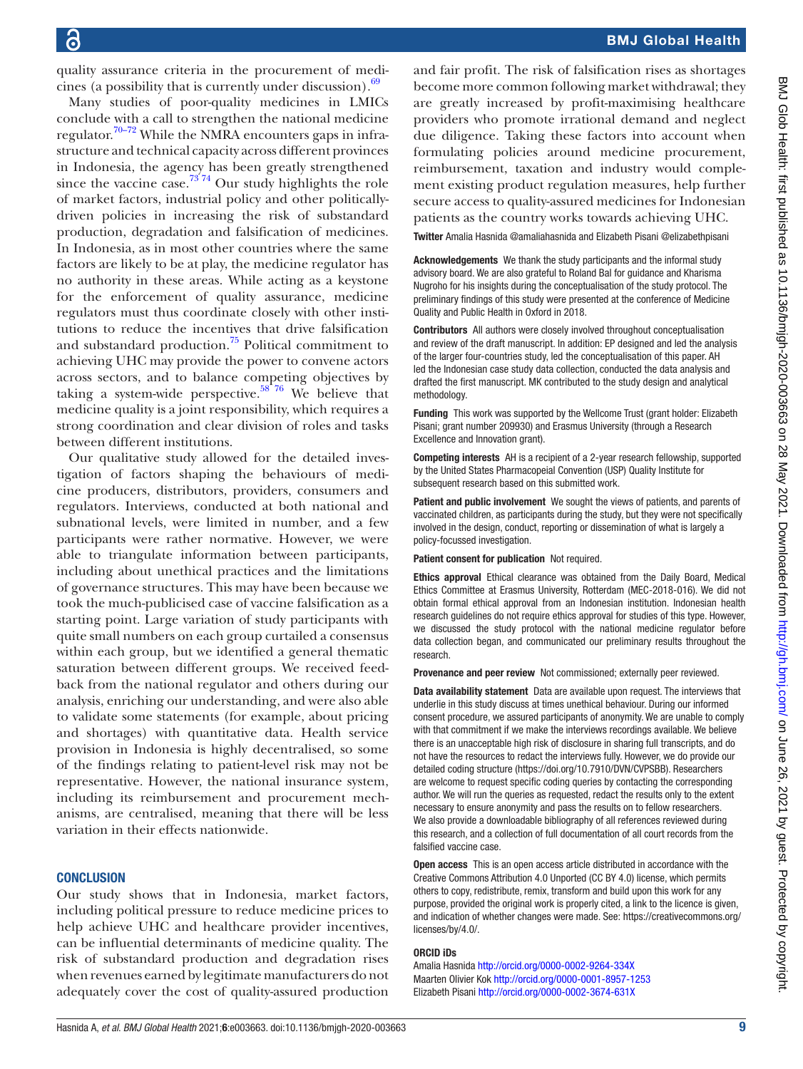quality assurance criteria in the procurement of medicines (a possibility that is currently under discussion).[69]

Many studies of poor-quality medicines in LMICs conclude with a call to strengthen the national medicine regulator.[70–72] While the NMRA encounters gaps in infrastructure and technical capacity across different provinces in Indonesia, the agency has been greatly strengthened since the vaccine case.[73 74] Our study highlights the role of market factors, industrial policy and other politically-driven policies in increasing the risk of substandard production, degradation and falsification of medicines. In Indonesia, as in most other countries where the same factors are likely to be at play, the medicine regulator has no authority in these areas. While acting as a keystone for the enforcement of quality assurance, medicine regulators must thus coordinate closely with other institutions to reduce the incentives that drive falsification and substandard production.[75] Political commitment to achieving UHC may provide the power to convene actors across sectors, and to balance competing objectives by taking a system-wide perspective.[58 76] We believe that medicine quality is a joint responsibility, which requires a strong coordination and clear division of roles and tasks between different institutions.

Our qualitative study allowed for the detailed investigation of factors shaping the behaviours of medicine producers, distributors, providers, consumers and regulators. Interviews, conducted at both national and subnational levels, were limited in number, and a few participants were rather normative. However, we were able to triangulate information between participants, including about unethical practices and the limitations of governance structures. This may have been because we took the much-publicised case of vaccine falsification as a starting point. Large variation of study participants with quite small numbers on each group curtailed a consensus within each group, but we identified a general thematic saturation between different groups. We received feedback from the national regulator and others during our analysis, enriching our understanding, and were also able to validate some statements (for example, about pricing and shortages) with quantitative data. Health service provision in Indonesia is highly decentralised, so some of the findings relating to patient-level risk may not be representative. However, the national insurance system, including its reimbursement and procurement mechanisms, are centralised, meaning that there will be less variation in their effects nationwide.

## CONCLUSION

Our study shows that in Indonesia, market factors, including political pressure to reduce medicine prices to help achieve UHC and healthcare provider incentives, can be influential determinants of medicine quality. The risk of substandard production and degradation rises when revenues earned by legitimate manufacturers do not adequately cover the cost of quality-assured production and fair profit. The risk of falsification rises as shortages become more common following market withdrawal; they are greatly increased by profit-maximising healthcare providers who promote irrational demand and neglect due diligence. Taking these factors into account when formulating policies around medicine procurement, reimbursement, taxation and industry would complement existing product regulation measures, help further secure access to quality-assured medicines for Indonesian patients as the country works towards achieving UHC.

**Twitter** Amalia Hasnida @amaliahasnida and Elizabeth Pisani @elizabethpisani

**Acknowledgements** We thank the study participants and the informal study advisory board. We are also grateful to Roland Bal for guidance and Kharisma Nugroho for his insights during the conceptualisation of the study protocol. The preliminary findings of this study were presented at the conference of Medicine Quality and Public Health in Oxford in 2018.

**Contributors** All authors were closely involved throughout conceptualisation and review of the draft manuscript. In addition: EP designed and led the analysis of the larger four-countries study, led the conceptualisation of this paper. AH led the Indonesian case study data collection, conducted the data analysis and drafted the first manuscript. MK contributed to the study design and analytical methodology.

**Funding** This work was supported by the Wellcome Trust (grant holder: Elizabeth Pisani; grant number 209930) and Erasmus University (through a Research Excellence and Innovation grant).

**Competing interests** AH is a recipient of a 2-year research fellowship, supported by the United States Pharmacopeial Convention (USP) Quality Institute for subsequent research based on this submitted work.

**Patient and public involvement** We sought the views of patients, and parents of vaccinated children, as participants during the study, but they were not specifically involved in the design, conduct, reporting or dissemination of what is largely a policy-focussed investigation.

**Patient consent for publication** Not required.

**Ethics approval** Ethical clearance was obtained from the Daily Board, Medical Ethics Committee at Erasmus University, Rotterdam (MEC-2018-016). We did not obtain formal ethical approval from an Indonesian institution. Indonesian health research guidelines do not require ethics approval for studies of this type. However, we discussed the study protocol with the national medicine regulator before data collection began, and communicated our preliminary results throughout the research.

**Provenance and peer review** Not commissioned; externally peer reviewed.

**Data availability statement** Data are available upon request. The interviews that underlie in this study discuss at times unethical behaviour. During our informed consent procedure, we assured participants of anonymity. We are unable to comply with that commitment if we make the interviews recordings available. We believe there is an unacceptable high risk of disclosure in sharing full transcripts, and do not have the resources to redact the interviews fully. However, we do provide our detailed coding structure (https://doi.org/10.7910/DVN/CVPSBB). Researchers are welcome to request specific coding queries by contacting the corresponding author. We will run the queries as requested, redact the results only to the extent necessary to ensure anonymity and pass the results on to fellow researchers. We also provide a downloadable bibliography of all references reviewed during this research, and a collection of full documentation of all court records from the falsified vaccine case.

**Open access** This is an open access article distributed in accordance with the Creative Commons Attribution 4.0 Unported (CC BY 4.0) license, which permits others to copy, redistribute, remix, transform and build upon this work for any purpose, provided the original work is properly cited, a link to the licence is given, and indication of whether changes were made. See: https://creativecommons.org/licenses/by/4.0/.

**ORCID iDs**

Amalia Hasnida http://orcid.org/0000-0002-9264-334X
Maarten Olivier Kok http://orcid.org/0000-0001-8957-1253
Elizabeth Pisani http://orcid.org/0000-0002-3674-631X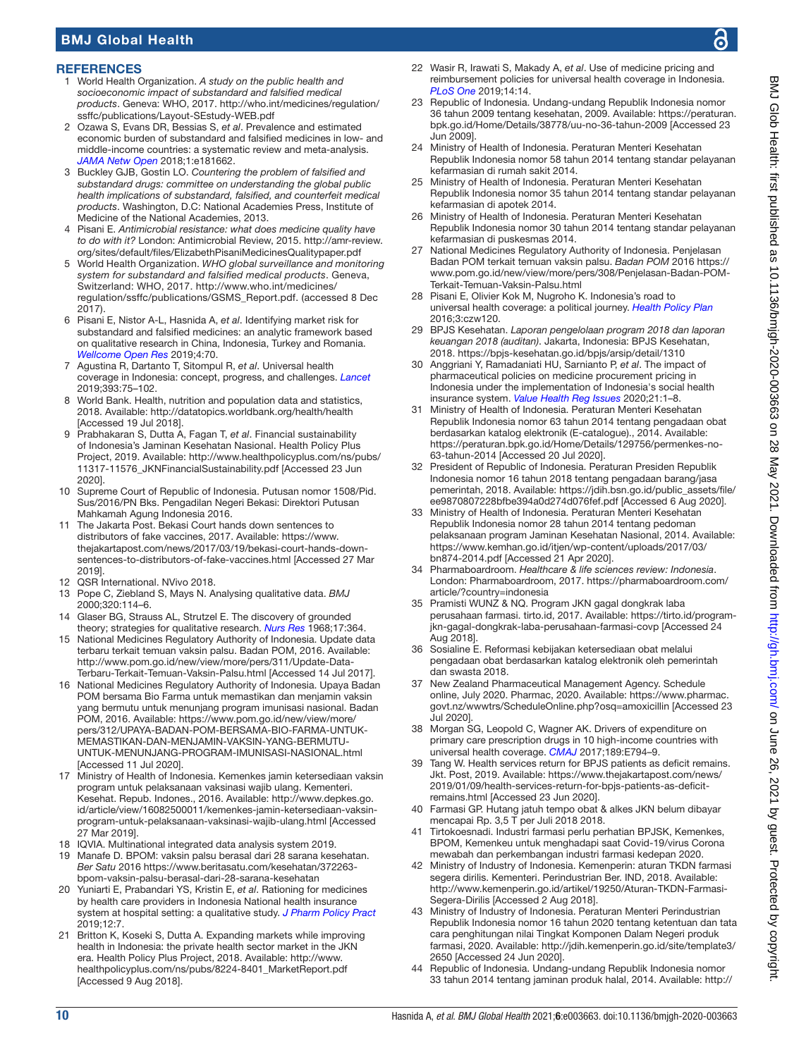## REFERENCES

1. World Health Organization. *A study on the public health and socioeconomic impact of substandard and falsified medical products*. Geneva: WHO, 2017. http://who.int/medicines/regulation/ssffc/publications/Layout-SEstudy-WEB.pdf
2. Ozawa S, Evans DR, Bessias S, *et al*. Prevalence and estimated economic burden of substandard and falsified medicines in low- and middle-income countries: a systematic review and meta-analysis. *JAMA Netw Open* 2018;1:e181662.
3. Buckley GJB, Gostin LO. *Countering the problem of falsified and substandard drugs: committee on understanding the global public health implications of substandard, falsified, and counterfeit medical products*. Washington, D.C: National Academies Press, Institute of Medicine of the National Academies, 2013.
4. Pisani E. *Antimicrobial resistance: what does medicine quality have to do with it?* London: Antimicrobial Review, 2015. http://amr-review.org/sites/default/files/ElizabethPisaniMedicinesQualitypaper.pdf
5. World Health Organization. *WHO global surveillance and monitoring system for substandard and falsified medical products*. Geneva, Switzerland: WHO, 2017. http://www.who.int/medicines/regulation/ssffc/publications/GSMS_Report.pdf. (accessed 8 Dec 2017).
6. Pisani E, Nistor A-L, Hasnida A, *et al*. Identifying market risk for substandard and falsified medicines: an analytic framework based on qualitative research in China, Indonesia, Turkey and Romania. *Wellcome Open Res* 2019;4:70.
7. Agustina R, Dartanto T, Sitompul R, *et al*. Universal health coverage in Indonesia: concept, progress, and challenges. *Lancet* 2019;393:75–102.
8. World Bank. Health, nutrition and population data and statistics, 2018. Available: http://datatopics.worldbank.org/health/health [Accessed 19 Jul 2018].
9. Prabhakaran S, Dutta A, Fagan T, *et al*. Financial sustainability of Indonesia's Jaminan Kesehatan Nasional. Health Policy Plus Project, 2019. Available: http://www.healthpolicyplus.com/ns/pubs/11317-11576_JKNFinancialSustainability.pdf [Accessed 23 Jun 2020].
10. Supreme Court of Republic of Indonesia. Putusan nomor 1508/Pid.Sus/2016/PN Bks. Pengadilan Negeri Bekasi: Direktori Putusan Mahkamah Agung Indonesia 2016.
11. The Jakarta Post. Bekasi Court hands down sentences to distributors of fake vaccines, 2017. Available: https://www.thejakartapost.com/news/2017/03/19/bekasi-court-hands-down-sentences-to-distributors-of-fake-vaccines.html [Accessed 27 Mar 2019].
12. QSR International. NVivo 2018.
13. Pope C, Ziebland S, Mays N. Analysing qualitative data. *BMJ* 2000;320:114–6.
14. Glaser BG, Strauss AL, Strutzel E. The discovery of grounded theory; strategies for qualitative research. *Nurs Res* 1968;17:364.
15. National Medicines Regulatory Authority of Indonesia. Update data terbaru terkait temuan vaksin palsu. Badan POM, 2016. Available: http://www.pom.go.id/new/view/more/pers/311/Update-Data-Terbaru-Terkait-Temuan-Vaksin-Palsu.html [Accessed 14 Jul 2017].
16. National Medicines Regulatory Authority of Indonesia. Upaya Badan POM bersama Bio Farma untuk memastikan dan menjamin vaksin yang bermutu untuk menunjang program imunisasi nasional. Badan POM, 2016. Available: https://www.pom.go.id/new/view/more/pers/312/UPAYA-BADAN-POM-BERSAMA-BIO-FARMA-UNTUK-MEMASTIKAN-DAN-MENJAMIN-VAKSIN-YANG-BERMUTU-UNTUK-MENUNJANG-PROGRAM-IMUNISASI-NASIONAL.html [Accessed 11 Jul 2020].
17. Ministry of Health of Indonesia. Kemenkes jamin ketersediaan vaksin program untuk pelaksanaan vaksinasi wajib ulang. Kementeri. Kesehat. Repub. Indones., 2016. Available: http://www.depkes.go.id/article/view/16082500011/kemenkes-jamin-ketersediaan-vaksin-program-untuk-pelaksanaan-vaksinasi-wajib-ulang.html [Accessed 27 Mar 2019].
18. IQVIA. Multinational integrated data analysis system 2019.
19. Manafe D. BPOM: vaksin palsu berasal dari 28 sarana kesehatan. *Ber Satu* 2016 https://www.beritasatu.com/kesehatan/372263-bpom-vaksin-palsu-berasal-dari-28-sarana-kesehatan
20. Yuniarti E, Prabandari YS, Kristin E, *et al*. Rationing for medicines by health care providers in Indonesia National health insurance system at hospital setting: a qualitative study. *J Pharm Policy Pract* 2019;12:7.
21. Britton K, Koseki S, Dutta A. Expanding markets while improving health in Indonesia: the private health sector market in the JKN era. Health Policy Plus Project, 2018. Available: http://www.healthpolicyplus.com/ns/pubs/8224-8401_MarketReport.pdf [Accessed 9 Aug 2018].
22. Wasir R, Irawati S, Makady A, *et al*. Use of medicine pricing and reimbursement policies for universal health coverage in Indonesia. *PLoS One* 2019;14:14.
23. Republic of Indonesia. Undang-undang Republik Indonesia nomor 36 tahun 2009 tentang kesehatan, 2009. Available: https://peraturan.bpk.go.id/Home/Details/38778/uu-no-36-tahun-2009 [Accessed 23 Jun 2009].
24. Ministry of Health of Indonesia. Peraturan Menteri Kesehatan Republik Indonesia nomor 58 tahun 2014 tentang standar pelayanan kefarmasian di rumah sakit 2014.
25. Ministry of Health of Indonesia. Peraturan Menteri Kesehatan Republik Indonesia nomor 35 tahun 2014 tentang standar pelayanan kefarmasian di apotek 2014.
26. Ministry of Health of Indonesia. Peraturan Menteri Kesehatan Republik Indonesia nomor 30 tahun 2014 tentang standar pelayanan kefarmasian di puskesmas 2014.
27. National Medicines Regulatory Authority of Indonesia. Penjelasan Badan POM terkait temuan vaksin palsu. *Badan POM* 2016 https://www.pom.go.id/new/view/more/pers/308/Penjelasan-Badan-POM-Terkait-Temuan-Vaksin-Palsu.html
28. Pisani E, Olivier Kok M, Nugroho K. Indonesia's road to universal health coverage: a political journey. *Health Policy Plan* 2016;3:czw120.
29. BPJS Kesehatan. *Laporan pengelolaan program 2018 dan laporan keuangan 2018 (auditan)*. Jakarta, Indonesia: BPJS Kesehatan, 2018. https://bpjs-kesehatan.go.id/bpjs/arsip/detail/1310
30. Anggriani Y, Ramadaniati HU, Sarnianto P, *et al*. The impact of pharmaceutical policies on medicine procurement pricing in Indonesia under the implementation of Indonesia's social health insurance system. *Value Health Reg Issues* 2020;21:1–8.
31. Ministry of Health of Indonesia. Peraturan Menteri Kesehatan Republik Indonesia nomor 63 tahun 2014 tentang pengadaan obat berdasarkan katalog elektronik (E-catalogue)., 2014. Available: https://peraturan.bpk.go.id/Home/Details/129756/permenkes-no-63-tahun-2014 [Accessed 20 Jul 2020].
32. President of Republic of Indonesia. Peraturan Presiden Republik Indonesia nomor 16 tahun 2018 tentang pengadaan barang/jasa pemerintah, 2018. Available: https://jdih.bsn.go.id/public_assets/file/ee9870807228bfbe394a0d274d076fef.pdf [Accessed 6 Aug 2020].
33. Ministry of Health of Indonesia. Peraturan Menteri Kesehatan Republik Indonesia nomor 28 tahun 2014 tentang pedoman pelaksanaan program Jaminan Kesehatan Nasional, 2014. Available: https://www.kemhan.go.id/itjen/wp-content/uploads/2017/03/bn874-2014.pdf [Accessed 21 Apr 2020].
34. Pharmaboardroom. *Healthcare & life sciences review: Indonesia*. London: Pharmaboardroom, 2017. https://pharmaboardroom.com/article/?country=indonesia
35. Pramisti WUNZ & NQ. Program JKN gagal dongkrak laba perusahaan farmasi. tirto.id, 2017. Available: https://tirto.id/program-jkn-gagal-dongkrak-laba-perusahaan-farmasi-covp [Accessed 24 Aug 2018].
36. Sosialine E. Reformasi kebijakan ketersediaan obat melalui pengadaan obat berdasarkan katalog elektronik oleh pemerintah dan swasta 2018.
37. New Zealand Pharmaceutical Management Agency. Schedule online, July 2020. Pharmac, 2020. Available: https://www.pharmac.govt.nz/wwwtrs/ScheduleOnline.php?osq=amoxicillin [Accessed 23 Jul 2020].
38. Morgan SG, Leopold C, Wagner AK. Drivers of expenditure on primary care prescription drugs in 10 high-income countries with universal health coverage. *CMAJ* 2017;189:E794–9.
39. Tang W. Health services return for BPJS patients as deficit remains. Jkt. Post, 2019. Available: https://www.thejakartapost.com/news/2019/01/09/health-services-return-for-bpjs-patients-as-deficit-remains.html [Accessed 23 Jun 2020].
40. Farmasi GP. Hutang jatuh tempo obat & alkes JKN belum dibayar mencapai Rp. 3,5 T per Juli 2018 2018.
41. Tirtokoesnadi. Industri farmasi perlu perhatian BPJSK, Kemenkes, BPOM, Kemenkeu untuk menghadapi saat Covid-19/virus Corona mewabah dan perkembangan industri farmasi kedepan 2020.
42. Ministry of Industry of Indonesia. Kemenperin: aturan TKDN farmasi segera dirilis. Kementeri. Perindustrian Ber. IND, 2018. Available: http://www.kemenperin.go.id/artikel/19250/Aturan-TKDN-Farmasi-Segera-Dirilis [Accessed 2 Aug 2018].
43. Ministry of Industry of Indonesia. Peraturan Menteri Perindustrian Republik Indonesia nomor 16 tahun 2020 tentang ketentuan dan tata cara penghitungan nilai Tingkat Komponen Dalam Negeri produk farmasi, 2020. Available: http://jdih.kemenperin.go.id/site/template3/2650 [Accessed 24 Jun 2020].
44. Republic of Indonesia. Undang-undang Republik Indonesia nomor 33 tahun 2014 tentang jaminan produk halal, 2014. Available: http://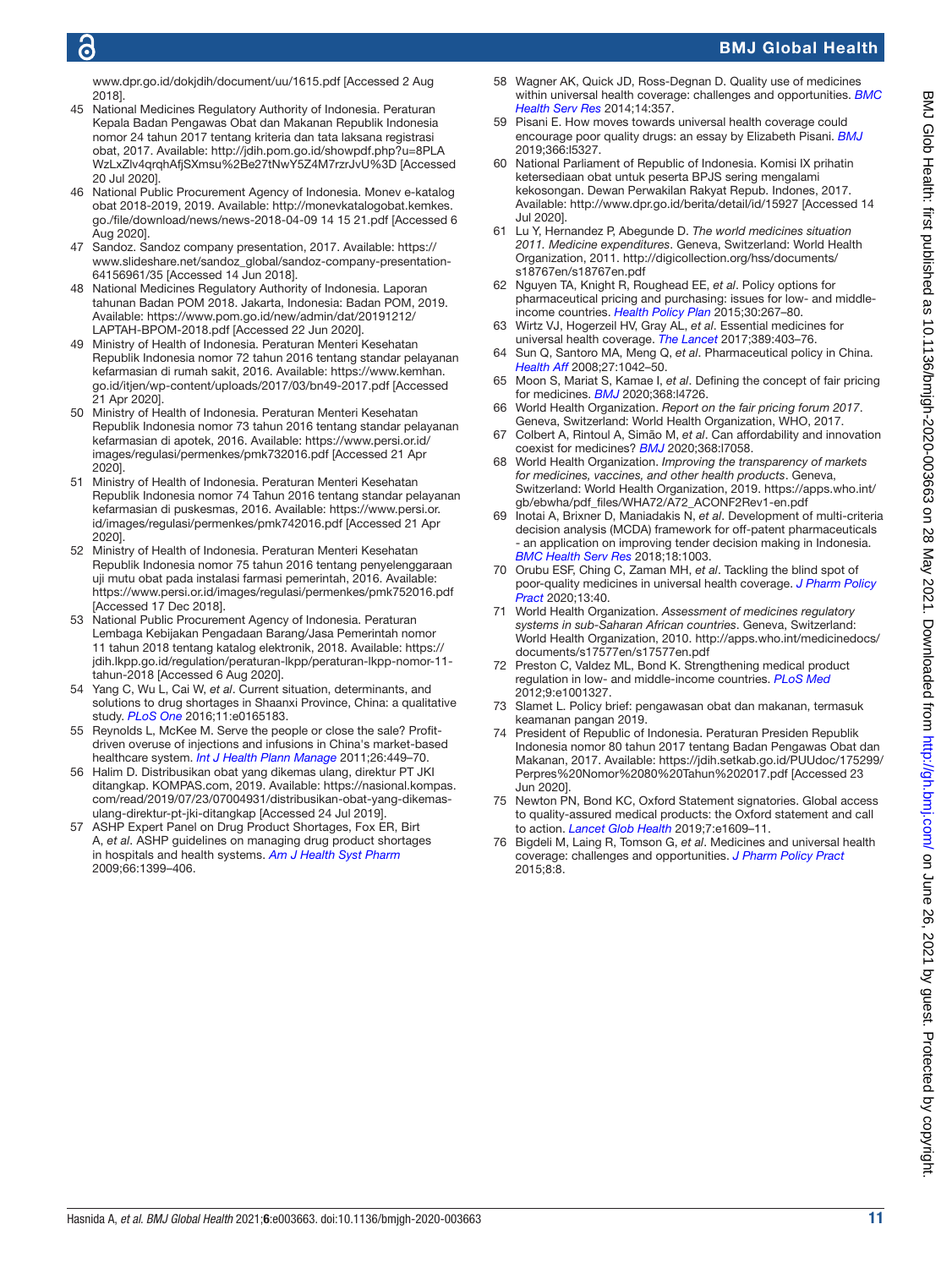www.dpr.go.id/dokjdih/document/uu/1615.pdf [Accessed 2 Aug 2018].

45 National Medicines Regulatory Authority of Indonesia. Peraturan Kepala Badan Pengawas Obat dan Makanan Republik Indonesia nomor 24 tahun 2017 tentang kriteria dan tata laksana registrasi obat, 2017. Available: http://jdih.pom.go.id/showpdf.php?u=8PLAWzLxZlv4qrqhAfjSXmsu%2Be27tNwY5Z4M7rzrJvU%3D [Accessed 20 Jul 2020].
46 National Public Procurement Agency of Indonesia. Monev e-katalog obat 2018-2019, 2019. Available: http://monevkatalogobat.kemkes.go./file/download/news/news-2018-04-09 14 15 21.pdf [Accessed 6 Aug 2020].
47 Sandoz. Sandoz company presentation, 2017. Available: https://www.slideshare.net/sandoz_global/sandoz-company-presentation-64156961/35 [Accessed 14 Jun 2018].
48 National Medicines Regulatory Authority of Indonesia. Laporan tahunan Badan POM 2018. Jakarta, Indonesia: Badan POM, 2019. Available: https://www.pom.go.id/new/admin/dat/20191212/LAPTAH-BPOM-2018.pdf [Accessed 22 Jun 2020].
49 Ministry of Health of Indonesia. Peraturan Menteri Kesehatan Republik Indonesia nomor 72 tahun 2016 tentang standar pelayanan kefarmasian di rumah sakit, 2016. Available: https://www.kemhan.go.id/itjen/wp-content/uploads/2017/03/bn49-2017.pdf [Accessed 21 Apr 2020].
50 Ministry of Health of Indonesia. Peraturan Menteri Kesehatan Republik Indonesia nomor 73 tahun 2016 tentang standar pelayanan kefarmasian di apotek, 2016. Available: https://www.persi.or.id/images/regulasi/permenkes/pmk732016.pdf [Accessed 21 Apr 2020].
51 Ministry of Health of Indonesia. Peraturan Menteri Kesehatan Republik Indonesia nomor 74 Tahun 2016 tentang standar pelayanan kefarmasian di puskesmas, 2016. Available: https://www.persi.or.id/images/regulasi/permenkes/pmk742016.pdf [Accessed 21 Apr 2020].
52 Ministry of Health of Indonesia. Peraturan Menteri Kesehatan Republik Indonesia nomor 75 tahun 2016 tentang penyelenggaraan uji mutu obat pada instalasi farmasi pemerintah, 2016. Available: https://www.persi.or.id/images/regulasi/permenkes/pmk752016.pdf [Accessed 17 Dec 2018].
53 National Public Procurement Agency of Indonesia. Peraturan Lembaga Kebijakan Pengadaan Barang/Jasa Pemerintah nomor 11 tahun 2018 tentang katalog elektronik, 2018. Available: https://jdih.lkpp.go.id/regulation/peraturan-lkpp/peraturan-lkpp-nomor-11-tahun-2018 [Accessed 6 Aug 2020].
54 Yang C, Wu L, Cai W, *et al*. Current situation, determinants, and solutions to drug shortages in Shaanxi Province, China: a qualitative study. *PLoS One* 2016;11:e0165183.
55 Reynolds L, McKee M. Serve the people or close the sale? Profit-driven overuse of injections and infusions in China's market-based healthcare system. *Int J Health Plann Manage* 2011;26:449–70.
56 Halim D. Distribusikan obat yang dikemas ulang, direktur PT JKI ditangkap. KOMPAS.com, 2019. Available: https://nasional.kompas.com/read/2019/07/23/07004931/distribusikan-obat-yang-dikemas-ulang-direktur-pt-jki-ditangkap [Accessed 24 Jul 2019].
57 ASHP Expert Panel on Drug Product Shortages, Fox ER, Birt A, *et al*. ASHP guidelines on managing drug product shortages in hospitals and health systems. *Am J Health Syst Pharm* 2009;66:1399–406.
58 Wagner AK, Quick JD, Ross-Degnan D. Quality use of medicines within universal health coverage: challenges and opportunities. *BMC Health Serv Res* 2014;14:357.
59 Pisani E. How moves towards universal health coverage could encourage poor quality drugs: an essay by Elizabeth Pisani. *BMJ* 2019;366:l5327.
60 National Parliament of Republic of Indonesia. Komisi IX prihatin ketersediaan obat untuk peserta BPJS sering mengalami kekosongan. Dewan Perwakilan Rakyat Repub. Indones, 2017. Available: http://www.dpr.go.id/berita/detail/id/15927 [Accessed 14 Jul 2020].
61 Lu Y, Hernandez P, Abegunde D. *The world medicines situation 2011. Medicine expenditures*. Geneva, Switzerland: World Health Organization, 2011. http://digicollection.org/hss/documents/s18767en/s18767en.pdf
62 Nguyen TA, Knight R, Roughead EE, *et al*. Policy options for pharmaceutical pricing and purchasing: issues for low- and middle-income countries. *Health Policy Plan* 2015;30:267–80.
63 Wirtz VJ, Hogerzeil HV, Gray AL, *et al*. Essential medicines for universal health coverage. *The Lancet* 2017;389:403–76.
64 Sun Q, Santoro MA, Meng Q, *et al*. Pharmaceutical policy in China. *Health Aff* 2008;27:1042–50.
65 Moon S, Mariat S, Kamae I, *et al*. Defining the concept of fair pricing for medicines. *BMJ* 2020;368:l4726.
66 World Health Organization. *Report on the fair pricing forum 2017*. Geneva, Switzerland: World Health Organization, WHO, 2017.
67 Colbert A, Rintoul A, Simão M, *et al*. Can affordability and innovation coexist for medicines? *BMJ* 2020;368:l7058.
68 World Health Organization. *Improving the transparency of markets for medicines, vaccines, and other health products*. Geneva, Switzerland: World Health Organization, 2019. https://apps.who.int/gb/ebwha/pdf_files/WHA72/A72_ACONF2Rev1-en.pdf
69 Inotai A, Brixner D, Maniadakis N, *et al*. Development of multi-criteria decision analysis (MCDA) framework for off-patent pharmaceuticals - an application on improving tender decision making in Indonesia. *BMC Health Serv Res* 2018;18:1003.
70 Orubu ESF, Ching C, Zaman MH, *et al*. Tackling the blind spot of poor-quality medicines in universal health coverage. *J Pharm Policy Pract* 2020;13:40.
71 World Health Organization. *Assessment of medicines regulatory systems in sub-Saharan African countries*. Geneva, Switzerland: World Health Organization, 2010. http://apps.who.int/medicinedocs/documents/s17577en/s17577en.pdf
72 Preston C, Valdez ML, Bond K. Strengthening medical product regulation in low- and middle-income countries. *PLoS Med* 2012;9:e1001327.
73 Slamet L. Policy brief: pengawasan obat dan makanan, termasuk keamanan pangan 2019.
74 President of Republic of Indonesia. Peraturan Presiden Republik Indonesia nomor 80 tahun 2017 tentang Badan Pengawas Obat dan Makanan, 2017. Available: https://jdih.setkab.go.id/PUUdoc/175299/Perpres%20Nomor%2080%20Tahun%202017.pdf [Accessed 23 Jun 2020].
75 Newton PN, Bond KC, Oxford Statement signatories. Global access to quality-assured medical products: the Oxford statement and call to action. *Lancet Glob Health* 2019;7:e1609–11.
76 Bigdeli M, Laing R, Tomson G, *et al*. Medicines and universal health coverage: challenges and opportunities. *J Pharm Policy Pract* 2015;8:8.